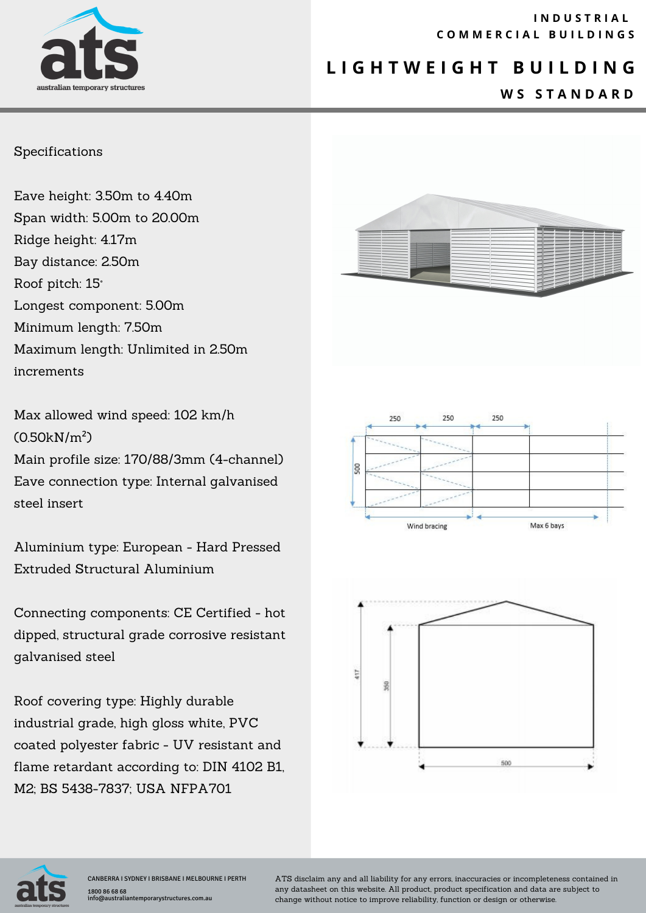ats
australian temporary structures

INDUSTRIAL
COMMERCIAL BUILDINGS

# LIGHTWEIGHT BUILDING

## WS STANDARD

Specifications

Eave height: 3.50m to 4.40m
Span width: 5.00m to 20.00m
Ridge height: 4.17m
Bay distance: 2.50m
Roof pitch: 15°
Longest component: 5.00m
Minimum length: 7.50m
Maximum length: Unlimited in 2.50m increments

Max allowed wind speed: 102 km/h (0.50kN/m$^2$)
Main profile size: 170/88/3mm (4-channel)
Eave connection type: Internal galvanised steel insert

Aluminium type: European - Hard Pressed Extruded Structural Aluminium

Connecting components: CE Certified - hot dipped, structural grade corrosive resistant galvanised steel

Roof covering type: Highly durable industrial grade, high gloss white, PVC coated polyester fabric - UV resistant and flame retardant according to: DIN 4102 B1, M2; BS 5438-7837; USA NFPA701

250 250 250

500

Wind bracing Max 6 bays

417 350

500

CANBERRA I SYDNEY I BRISBANE I MELBOURNE I PERTH
1800 86 68 68
info@australiantemporarystructures.com.au

ATS disclaim any and all liability for any errors, inaccuracies or incompleteness contained in any datasheet on this website. All product, product specification and data are subject to change without notice to improve reliability, function or design or otherwise.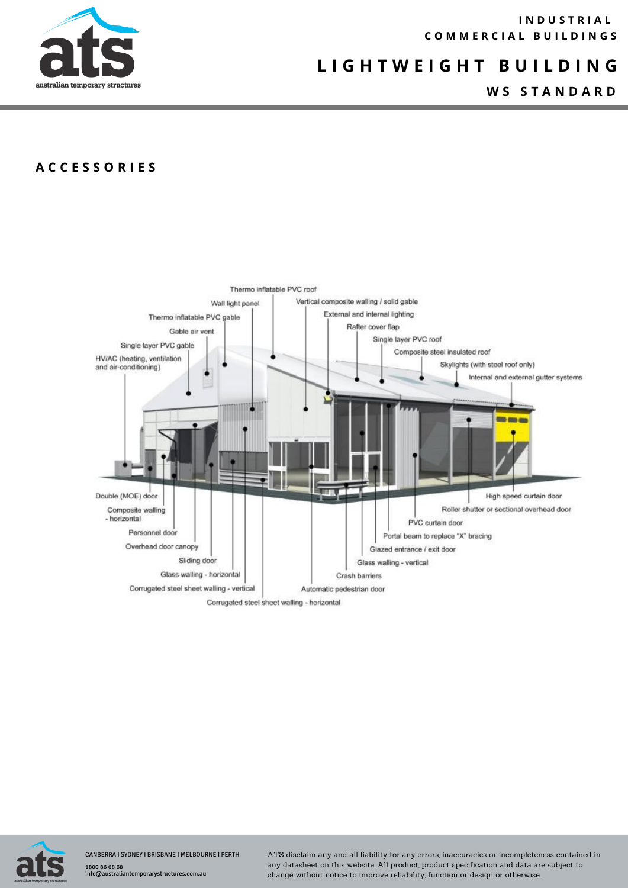INDUSTRIAL
COMMERCIAL BUILDINGS

# LIGHTWEIGHT BUILDING

WS STANDARD

## ACCESSORIES

Thermo inflatable PVC roof
Wall light panel
Vertical composite walling / solid gable
Thermo inflatable PVC gable
External and internal lighting
Gable air vent
Rafter cover flap
Single layer PVC gable
Single layer PVC roof
HV/AC (heating, ventilation and air-conditioning)
Composite steel insulated roof
Skylights (with steel roof only)
Internal and external gutter systems
Double (MOE) door
High speed curtain door
Composite walling - horizontal
Roller shutter or sectional overhead door
PVC curtain door
Personnel door
Portal beam to replace "X" bracing
Overhead door canopy
Glazed entrance / exit door
Sliding door
Glass walling - vertical
Glass walling - horizontal
Crash barriers
Corrugated steel sheet walling - vertical
Automatic pedestrian door
Corrugated steel sheet walling - horizontal

CANBERRA I SYDNEY I BRISBANE I MELBOURNE I PERTH
1800 86 68 68
info@australiantemporarystructures.com.au

ATS disclaim any and all liability for any errors, inaccuracies or incompleteness contained in any datasheet on this website. All product, product specification and data are subject to change without notice to improve reliability, function or design or otherwise.